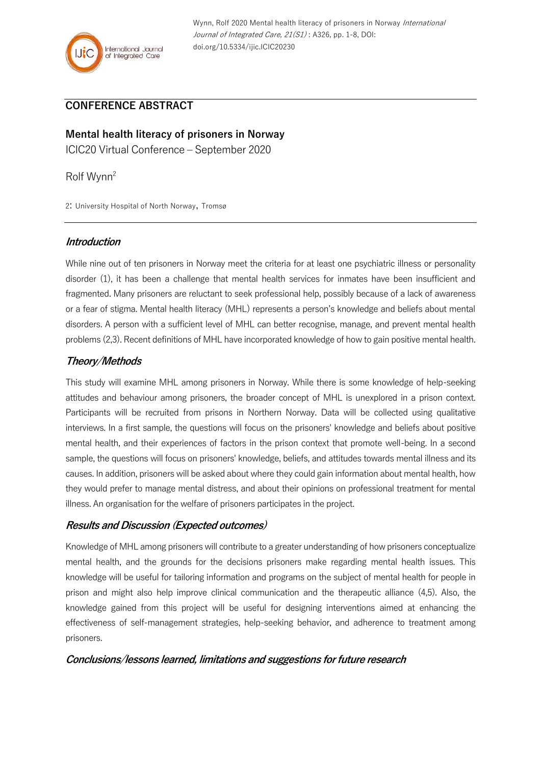Wynn, Rolf 2020 Mental health literacy of prisoners in Norway *International Journal of Integrated Care, 21(S1)* : A326, pp. 1-8, DOI: doi.org/10.5334/ijic.ICIC20230

## CONFERENCE ABSTRACT

### Mental health literacy of prisoners in Norway

ICIC20 Virtual Conference – September 2020

Rolf Wynn[2]

2: University Hospital of North Norway, Tromsø

### *Introduction*

While nine out of ten prisoners in Norway meet the criteria for at least one psychiatric illness or personality disorder (1), it has been a challenge that mental health services for inmates have been insufficient and fragmented. Many prisoners are reluctant to seek professional help, possibly because of a lack of awareness or a fear of stigma. Mental health literacy (MHL) represents a person's knowledge and beliefs about mental disorders. A person with a sufficient level of MHL can better recognise, manage, and prevent mental health problems (2,3). Recent definitions of MHL have incorporated knowledge of how to gain positive mental health.

### *Theory/Methods*

This study will examine MHL among prisoners in Norway. While there is some knowledge of help-seeking attitudes and behaviour among prisoners, the broader concept of MHL is unexplored in a prison context. Participants will be recruited from prisons in Northern Norway. Data will be collected using qualitative interviews. In a first sample, the questions will focus on the prisoners' knowledge and beliefs about positive mental health, and their experiences of factors in the prison context that promote well-being. In a second sample, the questions will focus on prisoners' knowledge, beliefs, and attitudes towards mental illness and its causes. In addition, prisoners will be asked about where they could gain information about mental health, how they would prefer to manage mental distress, and about their opinions on professional treatment for mental illness. An organisation for the welfare of prisoners participates in the project.

### *Results and Discussion (Expected outcomes)*

Knowledge of MHL among prisoners will contribute to a greater understanding of how prisoners conceptualize mental health, and the grounds for the decisions prisoners make regarding mental health issues. This knowledge will be useful for tailoring information and programs on the subject of mental health for people in prison and might also help improve clinical communication and the therapeutic alliance (4,5). Also, the knowledge gained from this project will be useful for designing interventions aimed at enhancing the effectiveness of self-management strategies, help-seeking behavior, and adherence to treatment among prisoners.

### *Conclusions/lessons learned, limitations and suggestions for future research*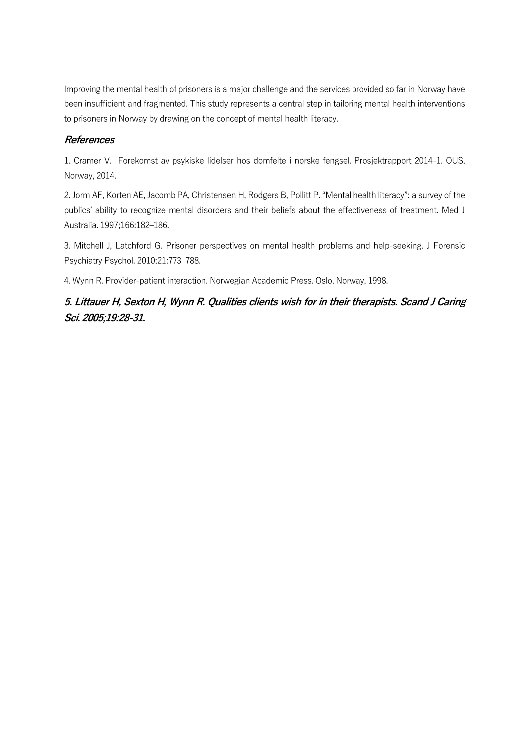Improving the mental health of prisoners is a major challenge and the services provided so far in Norway have been insufficient and fragmented. This study represents a central step in tailoring mental health interventions to prisoners in Norway by drawing on the concept of mental health literacy.

## *References*

1. Cramer V. Forekomst av psykiske lidelser hos domfelte i norske fengsel. Prosjektrapport 2014-1. OUS, Norway, 2014.

2. Jorm AF, Korten AE, Jacomb PA, Christensen H, Rodgers B, Pollitt P. "Mental health literacy": a survey of the publics' ability to recognize mental disorders and their beliefs about the effectiveness of treatment. Med J Australia. 1997;166:182–186.

3. Mitchell J, Latchford G. Prisoner perspectives on mental health problems and help-seeking. J Forensic Psychiatry Psychol. 2010;21:773–788.

4. Wynn R. Provider-patient interaction. Norwegian Academic Press. Oslo, Norway, 1998.

***5. Littauer H, Sexton H, Wynn R. Qualities clients wish for in their therapists. Scand J Caring Sci. 2005;19:28-31.***